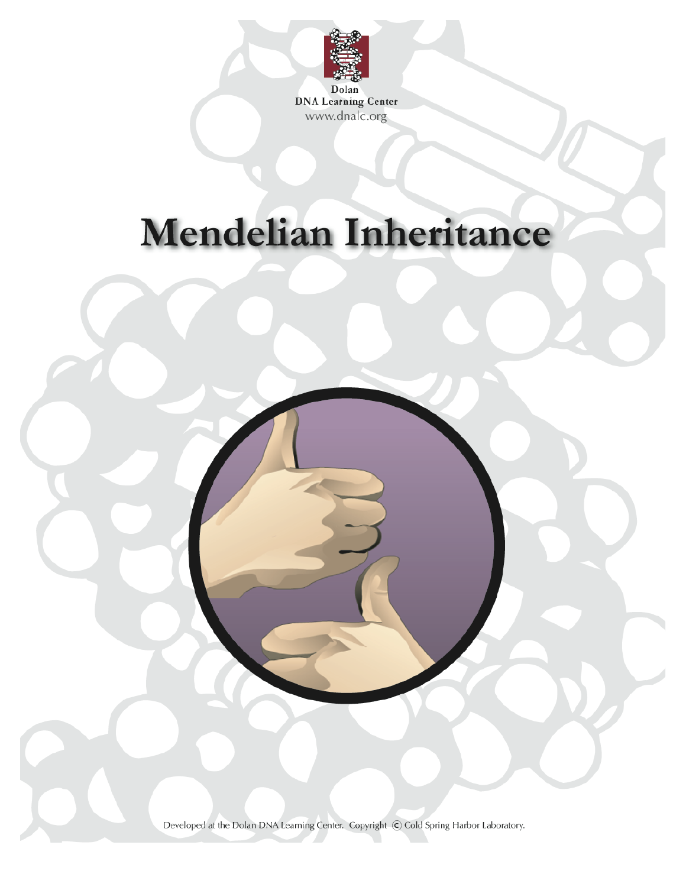Dolan
DNA Learning Center
www.dnalc.org

# Mendelian Inheritance

Developed at the Dolan DNA Learning Center. Copyright © Cold Spring Harbor Laboratory.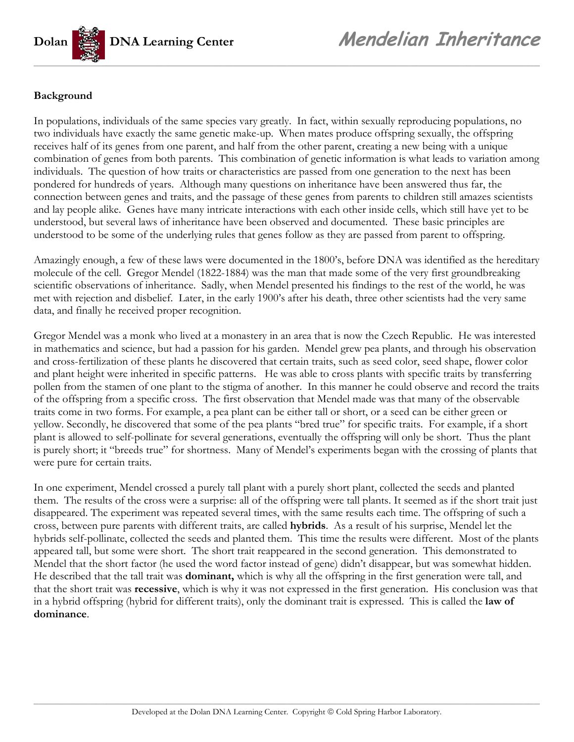## Background

In populations, individuals of the same species vary greatly. In fact, within sexually reproducing populations, no two individuals have exactly the same genetic make-up. When mates produce offspring sexually, the offspring receives half of its genes from one parent, and half from the other parent, creating a new being with a unique combination of genes from both parents. This combination of genetic information is what leads to variation among individuals. The question of how traits or characteristics are passed from one generation to the next has been pondered for hundreds of years. Although many questions on inheritance have been answered thus far, the connection between genes and traits, and the passage of these genes from parents to children still amazes scientists and lay people alike. Genes have many intricate interactions with each other inside cells, which still have yet to be understood, but several laws of inheritance have been observed and documented. These basic principles are understood to be some of the underlying rules that genes follow as they are passed from parent to offspring.

Amazingly enough, a few of these laws were documented in the 1800's, before DNA was identified as the hereditary molecule of the cell. Gregor Mendel (1822-1884) was the man that made some of the very first groundbreaking scientific observations of inheritance. Sadly, when Mendel presented his findings to the rest of the world, he was met with rejection and disbelief. Later, in the early 1900's after his death, three other scientists had the very same data, and finally he received proper recognition.

Gregor Mendel was a monk who lived at a monastery in an area that is now the Czech Republic. He was interested in mathematics and science, but had a passion for his garden. Mendel grew pea plants, and through his observation and cross-fertilization of these plants he discovered that certain traits, such as seed color, seed shape, flower color and plant height were inherited in specific patterns. He was able to cross plants with specific traits by transferring pollen from the stamen of one plant to the stigma of another. In this manner he could observe and record the traits of the offspring from a specific cross. The first observation that Mendel made was that many of the observable traits come in two forms. For example, a pea plant can be either tall or short, or a seed can be either green or yellow. Secondly, he discovered that some of the pea plants "bred true" for specific traits. For example, if a short plant is allowed to self-pollinate for several generations, eventually the offspring will only be short. Thus the plant is purely short; it "breeds true" for shortness. Many of Mendel's experiments began with the crossing of plants that were pure for certain traits.

In one experiment, Mendel crossed a purely tall plant with a purely short plant, collected the seeds and planted them. The results of the cross were a surprise: all of the offspring were tall plants. It seemed as if the short trait just disappeared. The experiment was repeated several times, with the same results each time. The offspring of such a cross, between pure parents with different traits, are called **hybrids**. As a result of his surprise, Mendel let the hybrids self-pollinate, collected the seeds and planted them. This time the results were different. Most of the plants appeared tall, but some were short. The short trait reappeared in the second generation. This demonstrated to Mendel that the short factor (he used the word factor instead of gene) didn't disappear, but was somewhat hidden. He described that the tall trait was **dominant,** which is why all the offspring in the first generation were tall, and that the short trait was **recessive**, which is why it was not expressed in the first generation. His conclusion was that in a hybrid offspring (hybrid for different traits), only the dominant trait is expressed. This is called the **law of dominance**.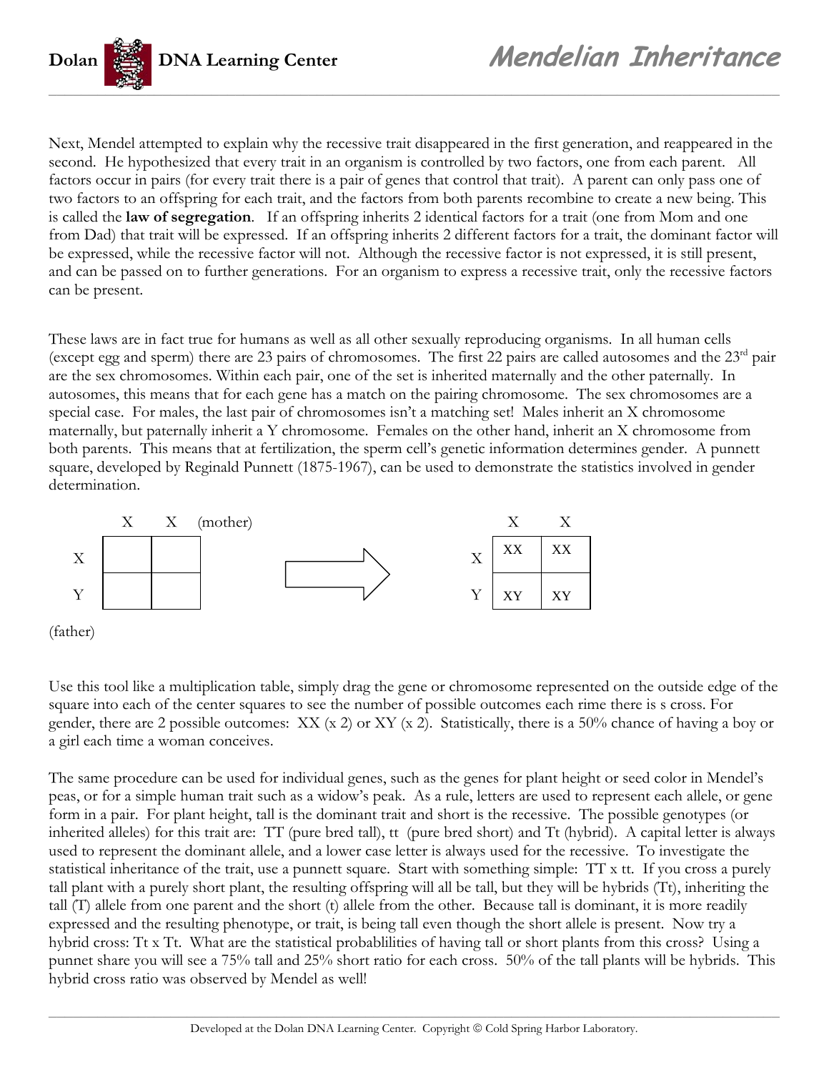Next, Mendel attempted to explain why the recessive trait disappeared in the first generation, and reappeared in the second. He hypothesized that every trait in an organism is controlled by two factors, one from each parent. All factors occur in pairs (for every trait there is a pair of genes that control that trait). A parent can only pass one of two factors to an offspring for each trait, and the factors from both parents recombine to create a new being. This is called the **law of segregation**. If an offspring inherits 2 identical factors for a trait (one from Mom and one from Dad) that trait will be expressed. If an offspring inherits 2 different factors for a trait, the dominant factor will be expressed, while the recessive factor will not. Although the recessive factor is not expressed, it is still present, and can be passed on to further generations. For an organism to express a recessive trait, only the recessive factors can be present.

These laws are in fact true for humans as well as all other sexually reproducing organisms. In all human cells (except egg and sperm) there are 23 pairs of chromosomes. The first 22 pairs are called autosomes and the 23rd pair are the sex chromosomes. Within each pair, one of the set is inherited maternally and the other paternally. In autosomes, this means that for each gene has a match on the pairing chromosome. The sex chromosomes are a special case. For males, the last pair of chromosomes isn't a matching set! Males inherit an X chromosome maternally, but paternally inherit a Y chromosome. Females on the other hand, inherit an X chromosome from both parents. This means that at fertilization, the sperm cell's genetic information determines gender. A punnett square, developed by Reginald Punnett (1875-1967), can be used to demonstrate the statistics involved in gender determination.

| | X | X (mother) |
|---|---|---|
| X | | |
| Y | | |

(father)

→

| | X | X |
|---|---|---|
| X | XX | XX |
| Y | XY | XY |

Use this tool like a multiplication table, simply drag the gene or chromosome represented on the outside edge of the square into each of the center squares to see the number of possible outcomes each rime there is s cross. For gender, there are 2 possible outcomes: XX (x 2) or XY (x 2). Statistically, there is a 50% chance of having a boy or a girl each time a woman conceives.

The same procedure can be used for individual genes, such as the genes for plant height or seed color in Mendel's peas, or for a simple human trait such as a widow's peak. As a rule, letters are used to represent each allele, or gene form in a pair. For plant height, tall is the dominant trait and short is the recessive. The possible genotypes (or inherited alleles) for this trait are: TT (pure bred tall), tt (pure bred short) and Tt (hybrid). A capital letter is always used to represent the dominant allele, and a lower case letter is always used for the recessive. To investigate the statistical inheritance of the trait, use a punnett square. Start with something simple: TT x tt. If you cross a purely tall plant with a purely short plant, the resulting offspring will all be tall, but they will be hybrids (Tt), inheriting the tall (T) allele from one parent and the short (t) allele from the other. Because tall is dominant, it is more readily expressed and the resulting phenotype, or trait, is being tall even though the short allele is present. Now try a hybrid cross: Tt x Tt. What are the statistical probablilities of having tall or short plants from this cross? Using a punnet share you will see a 75% tall and 25% short ratio for each cross. 50% of the tall plants will be hybrids. This hybrid cross ratio was observed by Mendel as well!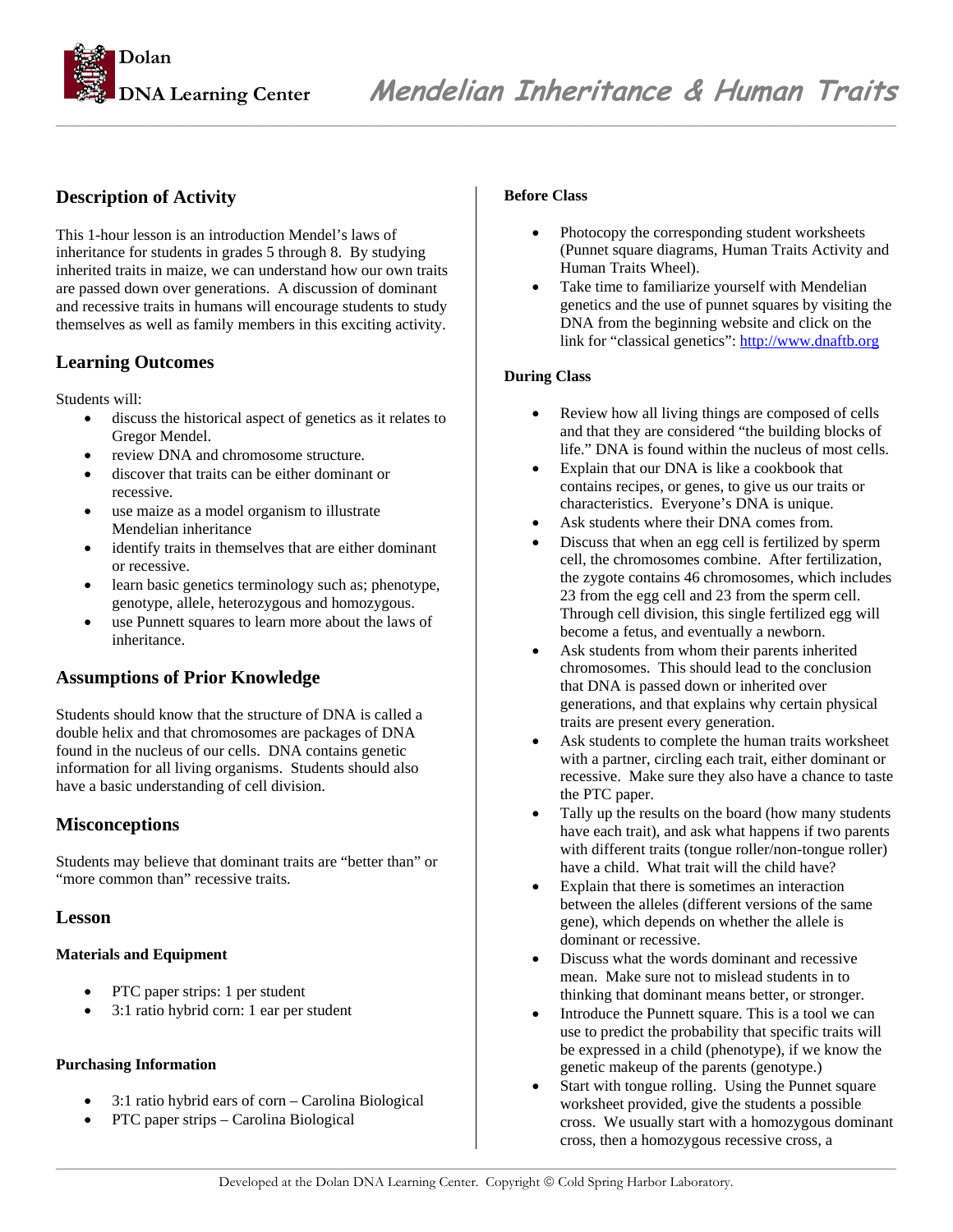# Mendelian Inheritance & Human Traits

## Description of Activity

This 1-hour lesson is an introduction Mendel's laws of inheritance for students in grades 5 through 8. By studying inherited traits in maize, we can understand how our own traits are passed down over generations. A discussion of dominant and recessive traits in humans will encourage students to study themselves as well as family members in this exciting activity.

## Learning Outcomes

Students will:

- discuss the historical aspect of genetics as it relates to Gregor Mendel.
- review DNA and chromosome structure.
- discover that traits can be either dominant or recessive.
- use maize as a model organism to illustrate Mendelian inheritance
- identify traits in themselves that are either dominant or recessive.
- learn basic genetics terminology such as; phenotype, genotype, allele, heterozygous and homozygous.
- use Punnett squares to learn more about the laws of inheritance.

## Assumptions of Prior Knowledge

Students should know that the structure of DNA is called a double helix and that chromosomes are packages of DNA found in the nucleus of our cells. DNA contains genetic information for all living organisms. Students should also have a basic understanding of cell division.

## Misconceptions

Students may believe that dominant traits are "better than" or "more common than" recessive traits.

## Lesson

### Materials and Equipment

- PTC paper strips: 1 per student
- 3:1 ratio hybrid corn: 1 ear per student

### Purchasing Information

- 3:1 ratio hybrid ears of corn – Carolina Biological
- PTC paper strips – Carolina Biological

### Before Class

- Photocopy the corresponding student worksheets (Punnet square diagrams, Human Traits Activity and Human Traits Wheel).
- Take time to familiarize yourself with Mendelian genetics and the use of punnet squares by visiting the DNA from the beginning website and click on the link for "classical genetics": http://www.dnaftb.org

### During Class

- Review how all living things are composed of cells and that they are considered "the building blocks of life." DNA is found within the nucleus of most cells.
- Explain that our DNA is like a cookbook that contains recipes, or genes, to give us our traits or characteristics. Everyone's DNA is unique.
- Ask students where their DNA comes from.
- Discuss that when an egg cell is fertilized by sperm cell, the chromosomes combine. After fertilization, the zygote contains 46 chromosomes, which includes 23 from the egg cell and 23 from the sperm cell. Through cell division, this single fertilized egg will become a fetus, and eventually a newborn.
- Ask students from whom their parents inherited chromosomes. This should lead to the conclusion that DNA is passed down or inherited over generations, and that explains why certain physical traits are present every generation.
- Ask students to complete the human traits worksheet with a partner, circling each trait, either dominant or recessive. Make sure they also have a chance to taste the PTC paper.
- Tally up the results on the board (how many students have each trait), and ask what happens if two parents with different traits (tongue roller/non-tongue roller) have a child. What trait will the child have?
- Explain that there is sometimes an interaction between the alleles (different versions of the same gene), which depends on whether the allele is dominant or recessive.
- Discuss what the words dominant and recessive mean. Make sure not to mislead students in to thinking that dominant means better, or stronger.
- Introduce the Punnett square. This is a tool we can use to predict the probability that specific traits will be expressed in a child (phenotype), if we know the genetic makeup of the parents (genotype.)
- Start with tongue rolling. Using the Punnet square worksheet provided, give the students a possible cross. We usually start with a homozygous dominant cross, then a homozygous recessive cross, a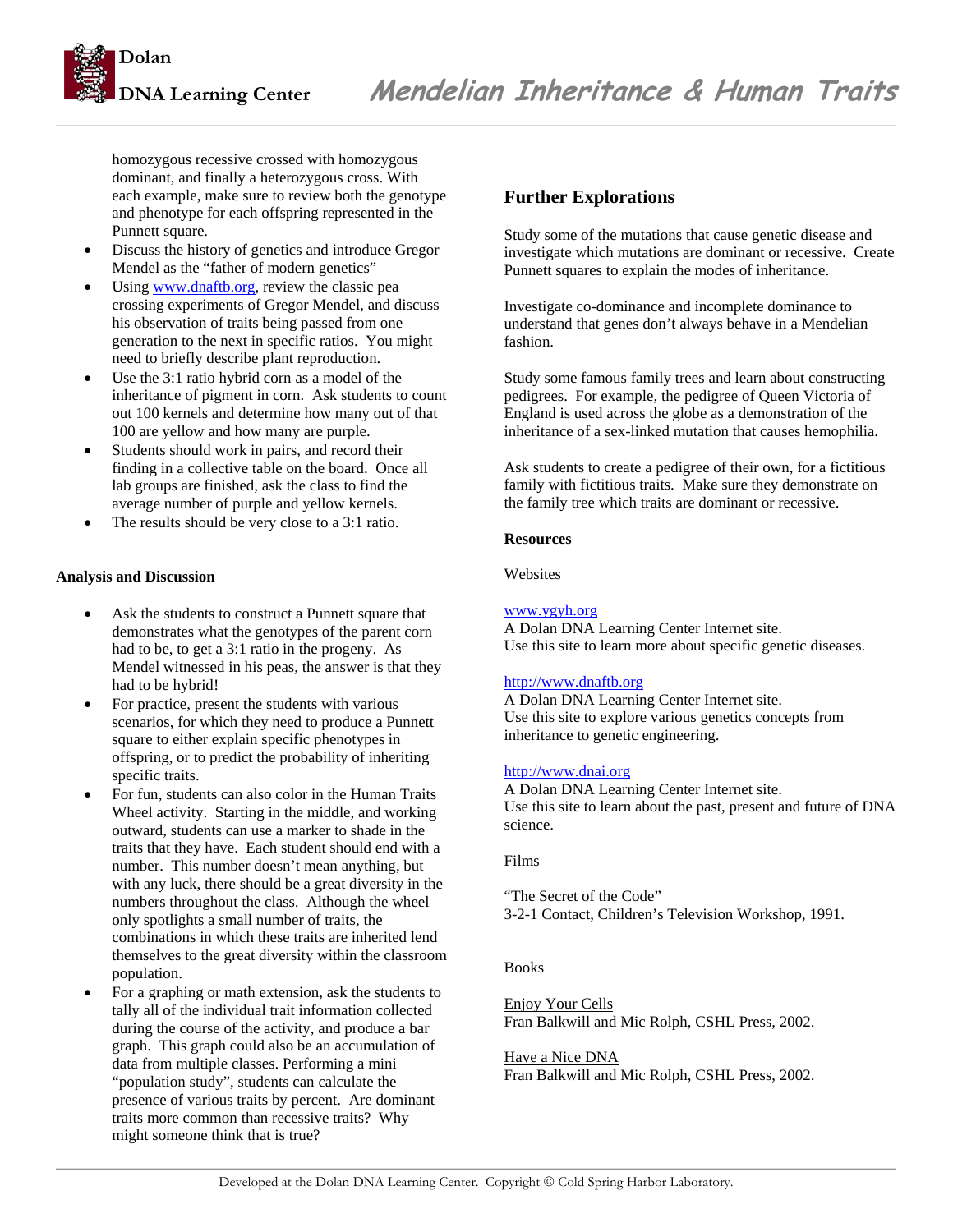homozygous recessive crossed with homozygous dominant, and finally a heterozygous cross. With each example, make sure to review both the genotype and phenotype for each offspring represented in the Punnett square.

- Discuss the history of genetics and introduce Gregor Mendel as the "father of modern genetics"
- Using www.dnaftb.org, review the classic pea crossing experiments of Gregor Mendel, and discuss his observation of traits being passed from one generation to the next in specific ratios. You might need to briefly describe plant reproduction.
- Use the 3:1 ratio hybrid corn as a model of the inheritance of pigment in corn. Ask students to count out 100 kernels and determine how many out of that 100 are yellow and how many are purple.
- Students should work in pairs, and record their finding in a collective table on the board. Once all lab groups are finished, ask the class to find the average number of purple and yellow kernels.
- The results should be very close to a 3:1 ratio.

**Analysis and Discussion**

- Ask the students to construct a Punnett square that demonstrates what the genotypes of the parent corn had to be, to get a 3:1 ratio in the progeny. As Mendel witnessed in his peas, the answer is that they had to be hybrid!
- For practice, present the students with various scenarios, for which they need to produce a Punnett square to either explain specific phenotypes in offspring, or to predict the probability of inheriting specific traits.
- For fun, students can also color in the Human Traits Wheel activity. Starting in the middle, and working outward, students can use a marker to shade in the traits that they have. Each student should end with a number. This number doesn't mean anything, but with any luck, there should be a great diversity in the numbers throughout the class. Although the wheel only spotlights a small number of traits, the combinations in which these traits are inherited lend themselves to the great diversity within the classroom population.
- For a graphing or math extension, ask the students to tally all of the individual trait information collected during the course of the activity, and produce a bar graph. This graph could also be an accumulation of data from multiple classes. Performing a mini "population study", students can calculate the presence of various traits by percent. Are dominant traits more common than recessive traits? Why might someone think that is true?

## Further Explorations

Study some of the mutations that cause genetic disease and investigate which mutations are dominant or recessive. Create Punnett squares to explain the modes of inheritance.

Investigate co-dominance and incomplete dominance to understand that genes don't always behave in a Mendelian fashion.

Study some famous family trees and learn about constructing pedigrees. For example, the pedigree of Queen Victoria of England is used across the globe as a demonstration of the inheritance of a sex-linked mutation that causes hemophilia.

Ask students to create a pedigree of their own, for a fictitious family with fictitious traits. Make sure they demonstrate on the family tree which traits are dominant or recessive.

**Resources**

Websites

www.ygyh.org
A Dolan DNA Learning Center Internet site.
Use this site to learn more about specific genetic diseases.

http://www.dnaftb.org
A Dolan DNA Learning Center Internet site.
Use this site to explore various genetics concepts from inheritance to genetic engineering.

http://www.dnai.org
A Dolan DNA Learning Center Internet site.
Use this site to learn about the past, present and future of DNA science.

Films

"The Secret of the Code"
3-2-1 Contact, Children's Television Workshop, 1991.

Books

Enjoy Your Cells
Fran Balkwill and Mic Rolph, CSHL Press, 2002.

Have a Nice DNA
Fran Balkwill and Mic Rolph, CSHL Press, 2002.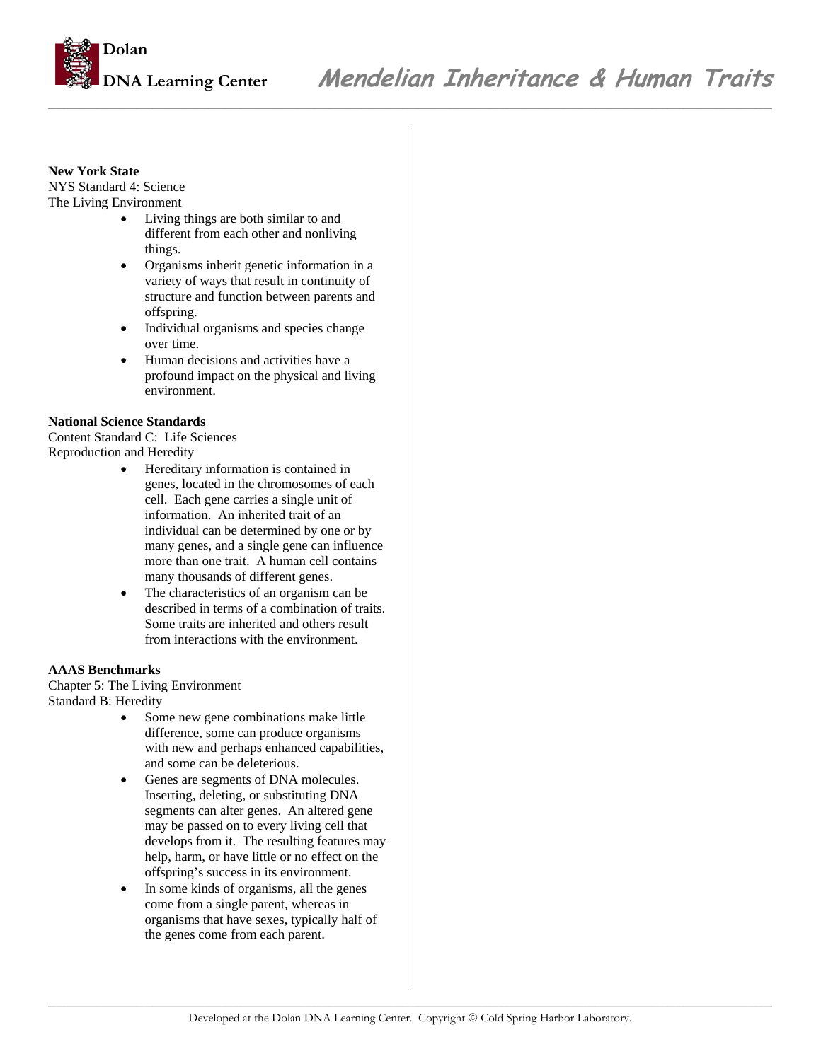**New York State**
NYS Standard 4: Science
The Living Environment

- Living things are both similar to and different from each other and nonliving things.
- Organisms inherit genetic information in a variety of ways that result in continuity of structure and function between parents and offspring.
- Individual organisms and species change over time.
- Human decisions and activities have a profound impact on the physical and living environment.

**National Science Standards**
Content Standard C: Life Sciences
Reproduction and Heredity

- Hereditary information is contained in genes, located in the chromosomes of each cell. Each gene carries a single unit of information. An inherited trait of an individual can be determined by one or by many genes, and a single gene can influence more than one trait. A human cell contains many thousands of different genes.
- The characteristics of an organism can be described in terms of a combination of traits. Some traits are inherited and others result from interactions with the environment.

**AAAS Benchmarks**
Chapter 5: The Living Environment
Standard B: Heredity

- Some new gene combinations make little difference, some can produce organisms with new and perhaps enhanced capabilities, and some can be deleterious.
- Genes are segments of DNA molecules. Inserting, deleting, or substituting DNA segments can alter genes. An altered gene may be passed on to every living cell that develops from it. The resulting features may help, harm, or have little or no effect on the offspring's success in its environment.
- In some kinds of organisms, all the genes come from a single parent, whereas in organisms that have sexes, typically half of the genes come from each parent.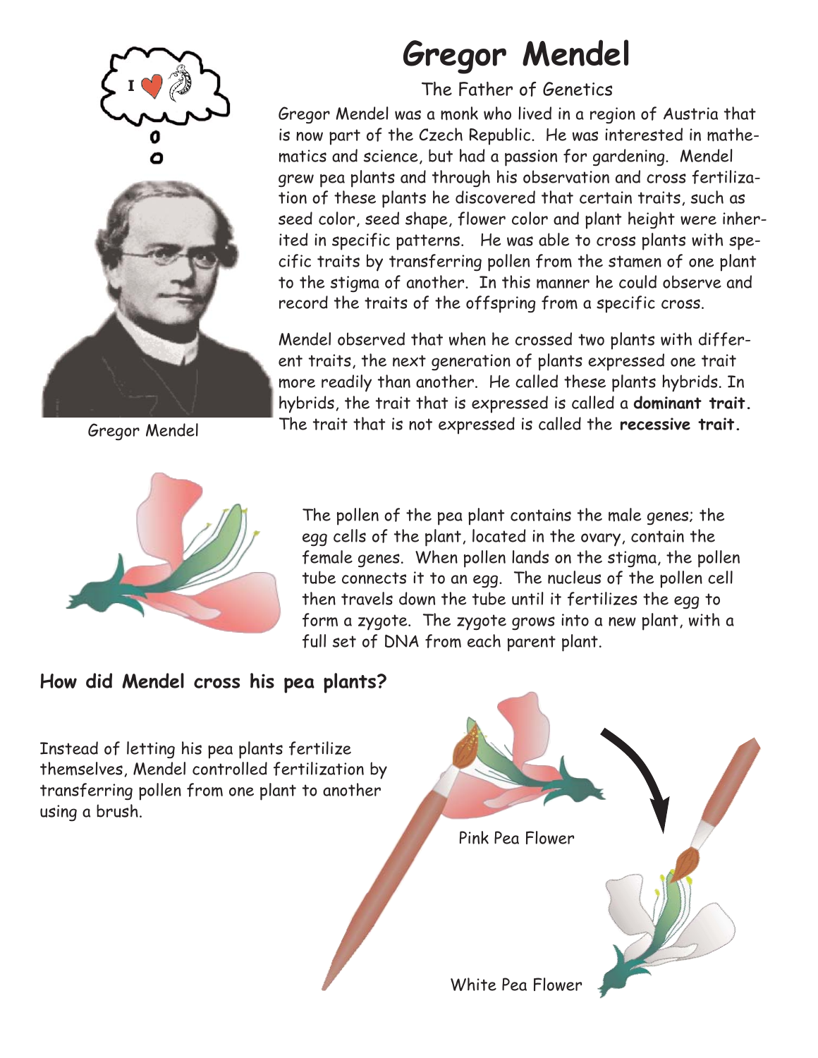# Gregor Mendel

The Father of Genetics

Gregor Mendel was a monk who lived in a region of Austria that is now part of the Czech Republic. He was interested in mathematics and science, but had a passion for gardening. Mendel grew pea plants and through his observation and cross fertilization of these plants he discovered that certain traits, such as seed color, seed shape, flower color and plant height were inherited in specific patterns. He was able to cross plants with specific traits by transferring pollen from the stamen of one plant to the stigma of another. In this manner he could observe and record the traits of the offspring from a specific cross.

Mendel observed that when he crossed two plants with different traits, the next generation of plants expressed one trait more readily than another. He called these plants hybrids. In hybrids, the trait that is expressed is called a **dominant trait.** The trait that is not expressed is called the **recessive trait.**

Gregor Mendel

The pollen of the pea plant contains the male genes; the egg cells of the plant, located in the ovary, contain the female genes. When pollen lands on the stigma, the pollen tube connects it to an egg. The nucleus of the pollen cell then travels down the tube until it fertilizes the egg to form a zygote. The zygote grows into a new plant, with a full set of DNA from each parent plant.

### How did Mendel cross his pea plants?

Instead of letting his pea plants fertilize themselves, Mendel controlled fertilization by transferring pollen from one plant to another using a brush.

Pink Pea Flower

White Pea Flower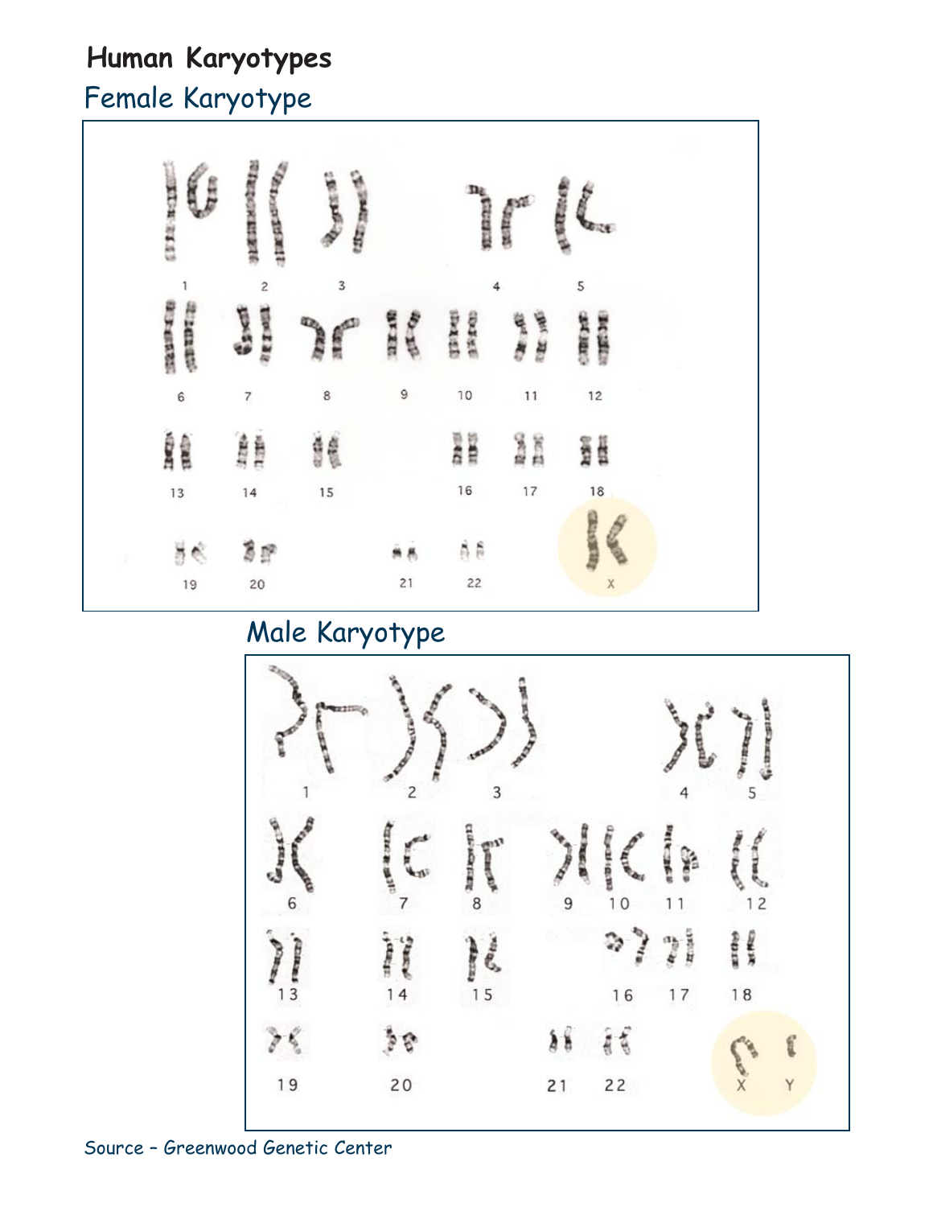# Human Karyotypes

## Female Karyotype

1 2 3 4 5

6 7 8 9 10 11 12

13 14 15 16 17 18

19 20 21 22 X

## Male Karyotype

1 2 3 4 5

6 7 8 9 10 11 12

13 14 15 16 17 18

19 20 21 22 X Y

Source – Greenwood Genetic Center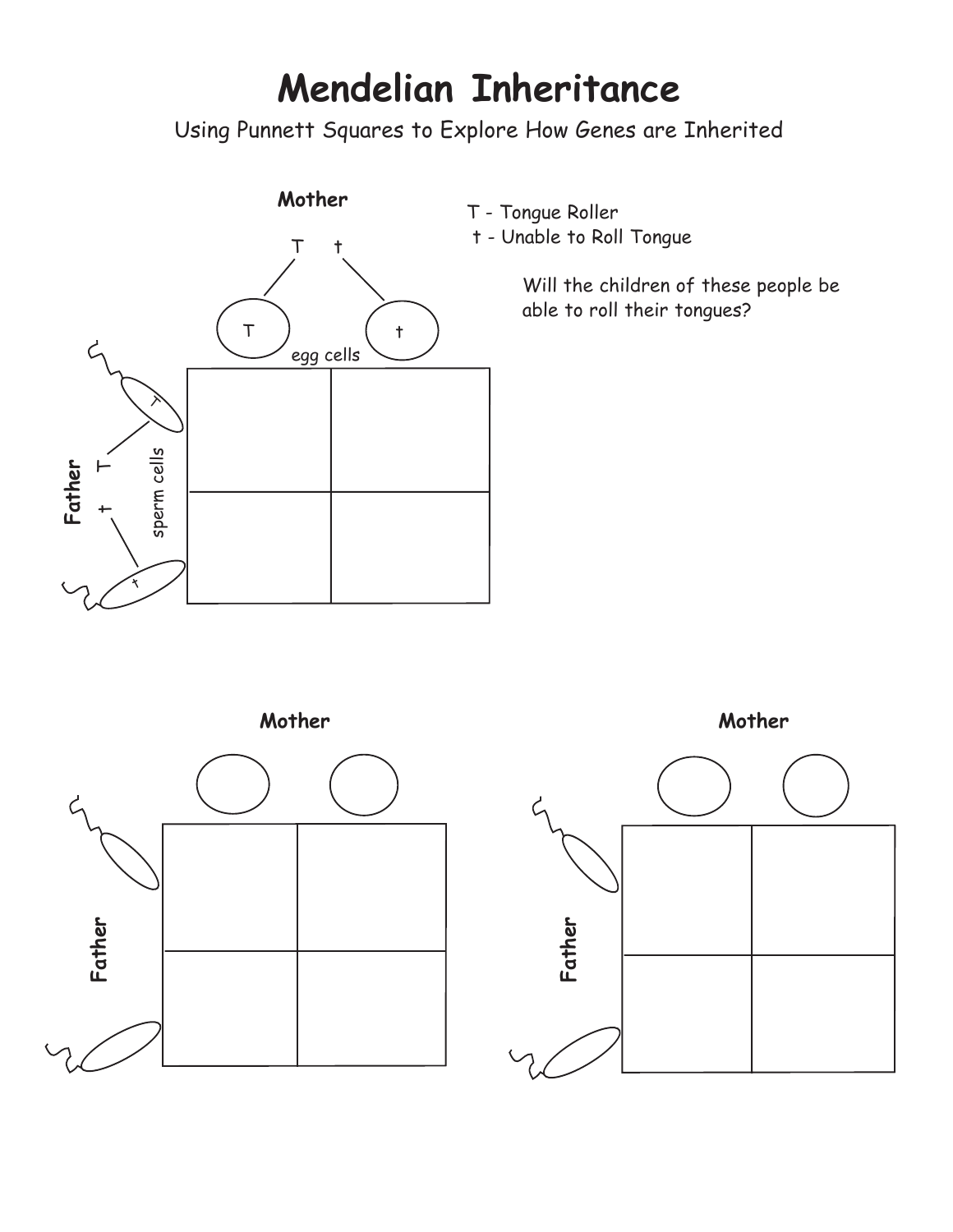# Mendelian Inheritance

Using Punnett Squares to Explore How Genes are Inherited

**Mother**

T t

T - Tongue Roller
t - Unable to Roll Tongue

Will the children of these people be able to roll their tongues?

egg cells: T, t

**Father**

T t

sperm cells: T, t

| | T | t |
|---|---|---|
| T | | |
| t | | |

**Mother**

**Father**

| | | |
|---|---|---|
| | | |
| | | |

**Mother**

**Father**

| | | |
|---|---|---|
| | | |
| | | |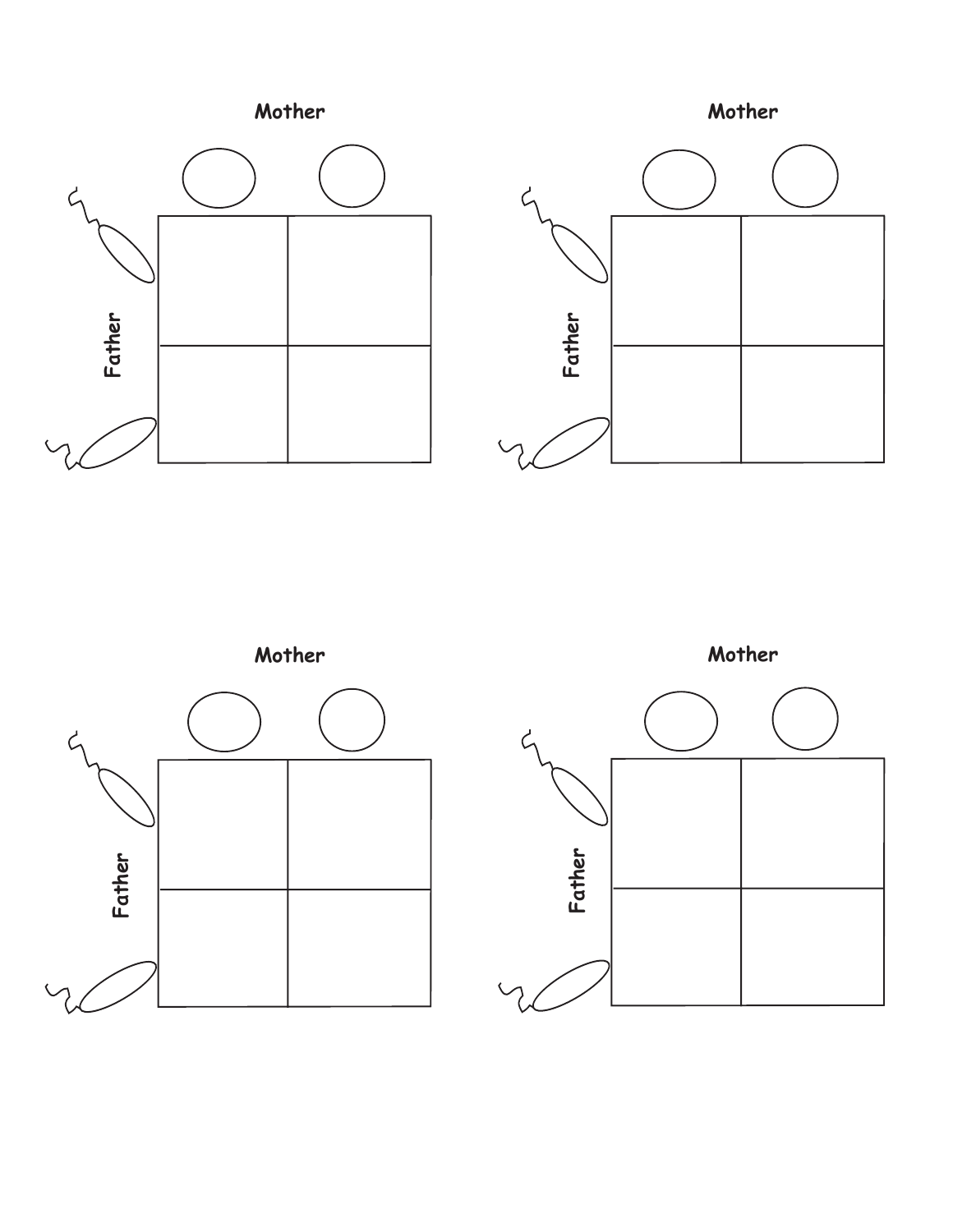Mother

Father

| | |
|---|---|
| | |
| | |

Mother

Father

| | |
|---|---|
| | |
| | |

Mother

Father

| | |
|---|---|
| | |
| | |

Mother

Father

| | |
|---|---|
| | |
| | |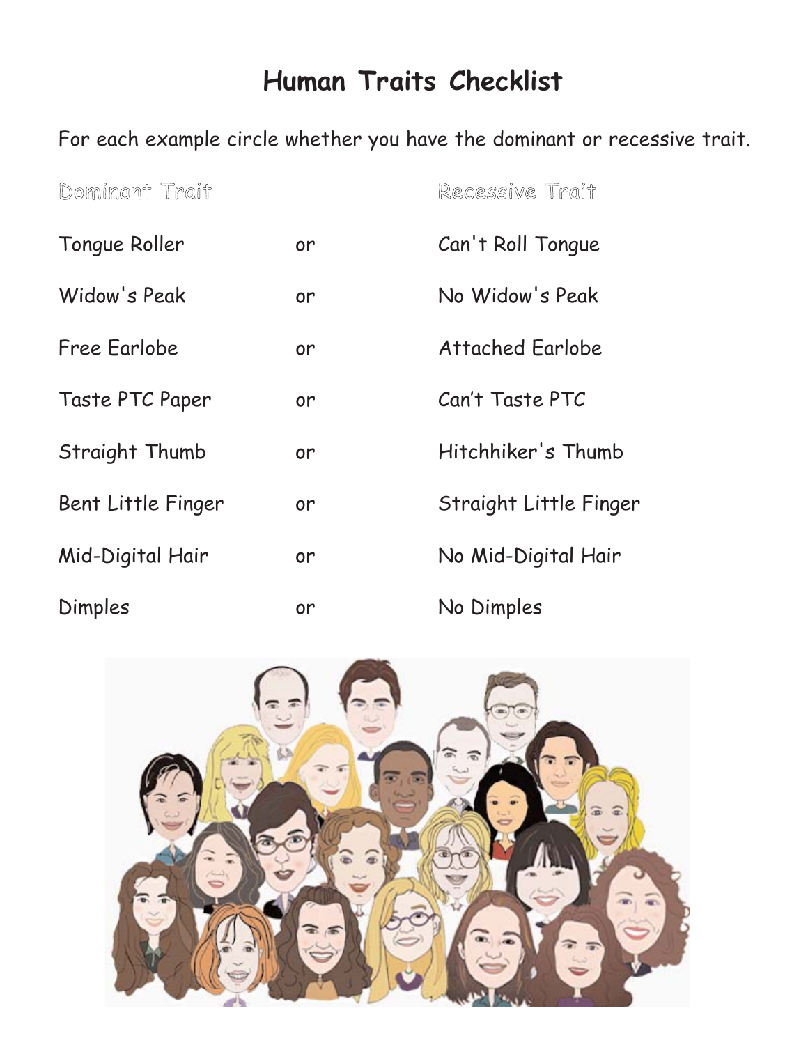# Human Traits Checklist

For each example circle whether you have the dominant or recessive trait.

| Dominant Trait | | Recessive Trait |
|---|---|---|
| Tongue Roller | or | Can't Roll Tongue |
| Widow's Peak | or | No Widow's Peak |
| Free Earlobe | or | Attached Earlobe |
| Taste PTC Paper | or | Can't Taste PTC |
| Straight Thumb | or | Hitchhiker's Thumb |
| Bent Little Finger | or | Straight Little Finger |
| Mid-Digital Hair | or | No Mid-Digital Hair |
| Dimples | or | No Dimples |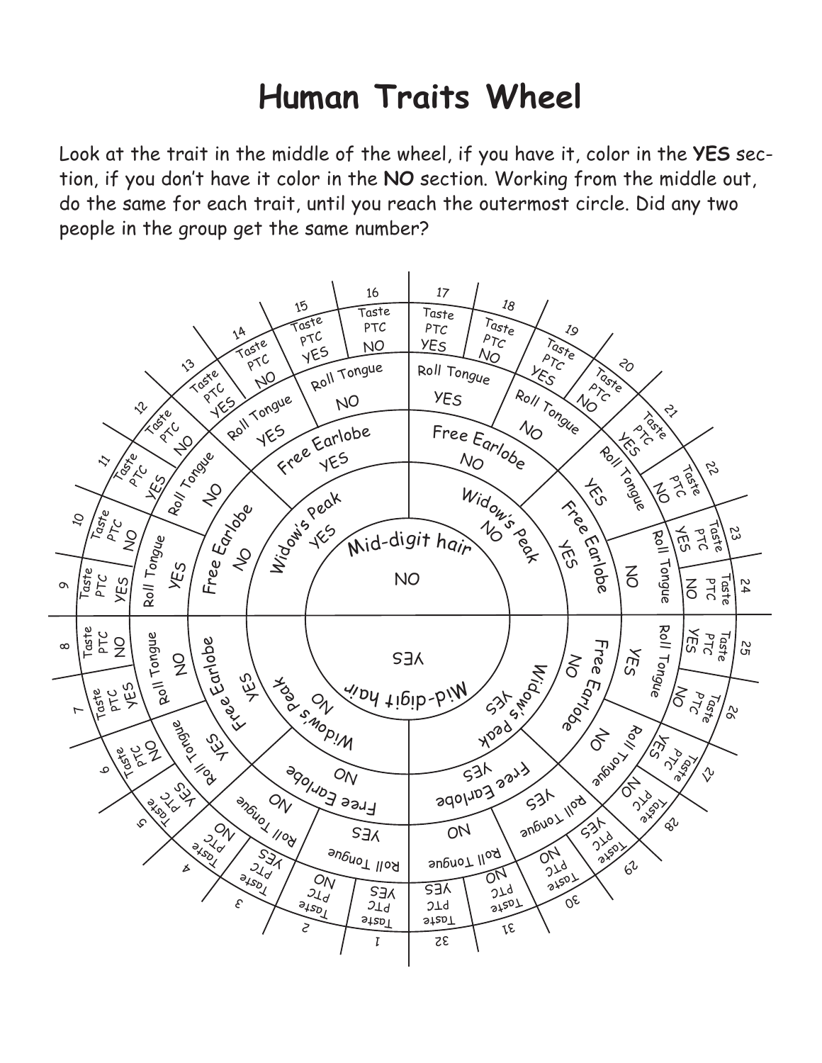# Human Traits Wheel

Look at the trait in the middle of the wheel, if you have it, color in the **YES** section, if you don't have it color in the **NO** section. Working from the middle out, do the same for each trait, until you reach the outermost circle. Did any two people in the group get the same number?

Mid-digit hair

NO

YES

Widow's Peak YES

Widow's Peak NO

Widow's Peak NO

Widow's Peak YES

Free Earlobe NO

Free Earlobe YES

Free Earlobe NO

Free Earlobe YES

Free Earlobe NO

Free Earlobe YES

Free Earlobe NO

Free Earlobe YES

Roll Tongue YES

Roll Tongue NO

Roll Tongue YES

Roll Tongue NO

Roll Tongue YES

Roll Tongue NO

Roll Tongue YES

Roll Tongue NO

Roll Tongue NO

Roll Tongue YES

Roll Tongue NO

Roll Tongue YES

Roll Tongue NO

Roll Tongue YES

Roll Tongue NO

Roll Tongue YES

1 Taste PTC YES

2 Taste PTC NO

3 Taste PTC YES

4 Taste PTC NO

5 Taste PTC YES

6 Taste PTC NO

7 Taste PTC YES

8 Taste PTC NO

9 Taste PTC YES

10 Taste PTC NO

11 Taste PTC YES

12 Taste PTC NO

13 Taste PTC YES

14 Taste PTC NO

15 Taste PTC YES

16 Taste PTC NO

17 Taste PTC YES

18 Taste PTC NO

19 Taste PTC YES

20 Taste PTC NO

21 Taste PTC YES

22 Taste PTC NO

23 Taste PTC YES

24 Taste PTC NO

25 Taste PTC YES

26 Taste PTC NO

27 Taste PTC YES

28 Taste PTC NO

29 Taste PTC YES

30 Taste PTC NO

31 Taste PTC NO

32 Taste PTC YES